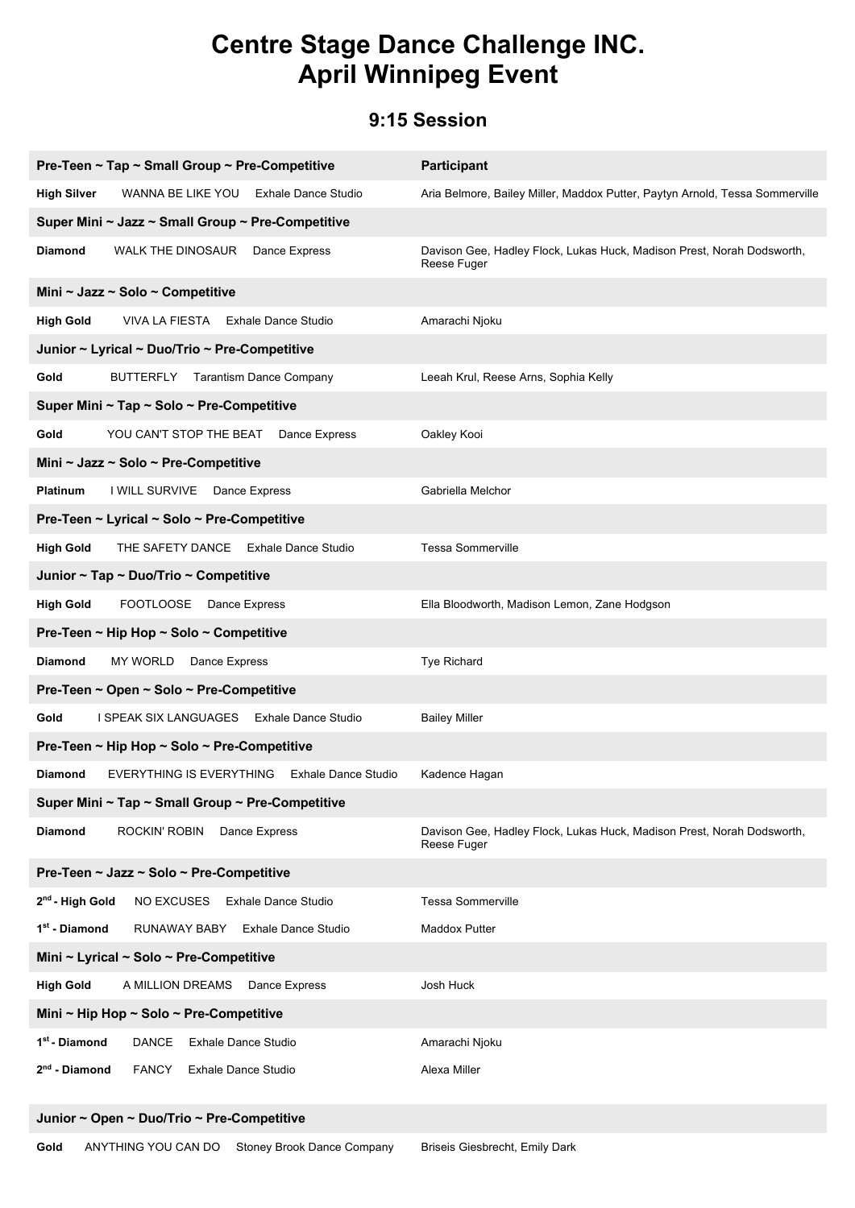# Centre Stage Dance Challenge INC.
# April Winnipeg Event

## 9:15 Session

| Pre-Teen ~ Tap ~ Small Group ~ Pre-Competitive | Participant |
|---|---|
| **High Silver** WANNA BE LIKE YOU Exhale Dance Studio | Aria Belmore, Bailey Miller, Maddox Putter, Paytyn Arnold, Tessa Sommerville |
| **Super Mini ~ Jazz ~ Small Group ~ Pre-Competitive** | |
| **Diamond** WALK THE DINOSAUR Dance Express | Davison Gee, Hadley Flock, Lukas Huck, Madison Prest, Norah Dodsworth, Reese Fuger |
| **Mini ~ Jazz ~ Solo ~ Competitive** | |
| **High Gold** VIVA LA FIESTA Exhale Dance Studio | Amarachi Njoku |
| **Junior ~ Lyrical ~ Duo/Trio ~ Pre-Competitive** | |
| **Gold** BUTTERFLY Tarantism Dance Company | Leeah Krul, Reese Arns, Sophia Kelly |
| **Super Mini ~ Tap ~ Solo ~ Pre-Competitive** | |
| **Gold** YOU CAN'T STOP THE BEAT Dance Express | Oakley Kooi |
| **Mini ~ Jazz ~ Solo ~ Pre-Competitive** | |
| **Platinum** I WILL SURVIVE Dance Express | Gabriella Melchor |
| **Pre-Teen ~ Lyrical ~ Solo ~ Pre-Competitive** | |
| **High Gold** THE SAFETY DANCE Exhale Dance Studio | Tessa Sommerville |
| **Junior ~ Tap ~ Duo/Trio ~ Competitive** | |
| **High Gold** FOOTLOOSE Dance Express | Ella Bloodworth, Madison Lemon, Zane Hodgson |
| **Pre-Teen ~ Hip Hop ~ Solo ~ Competitive** | |
| **Diamond** MY WORLD Dance Express | Tye Richard |
| **Pre-Teen ~ Open ~ Solo ~ Pre-Competitive** | |
| **Gold** I SPEAK SIX LANGUAGES Exhale Dance Studio | Bailey Miller |
| **Pre-Teen ~ Hip Hop ~ Solo ~ Pre-Competitive** | |
| **Diamond** EVERYTHING IS EVERYTHING Exhale Dance Studio | Kadence Hagan |
| **Super Mini ~ Tap ~ Small Group ~ Pre-Competitive** | |
| **Diamond** ROCKIN' ROBIN Dance Express | Davison Gee, Hadley Flock, Lukas Huck, Madison Prest, Norah Dodsworth, Reese Fuger |
| **Pre-Teen ~ Jazz ~ Solo ~ Pre-Competitive** | |
| **2nd - High Gold** NO EXCUSES Exhale Dance Studio | Tessa Sommerville |
| **1st - Diamond** RUNAWAY BABY Exhale Dance Studio | Maddox Putter |
| **Mini ~ Lyrical ~ Solo ~ Pre-Competitive** | |
| **High Gold** A MILLION DREAMS Dance Express | Josh Huck |
| **Mini ~ Hip Hop ~ Solo ~ Pre-Competitive** | |
| **1st - Diamond** DANCE Exhale Dance Studio | Amarachi Njoku |
| **2nd - Diamond** FANCY Exhale Dance Studio | Alexa Miller |
| **Junior ~ Open ~ Duo/Trio ~ Pre-Competitive** | |
| **Gold** ANYTHING YOU CAN DO Stoney Brook Dance Company | Briseis Giesbrecht, Emily Dark |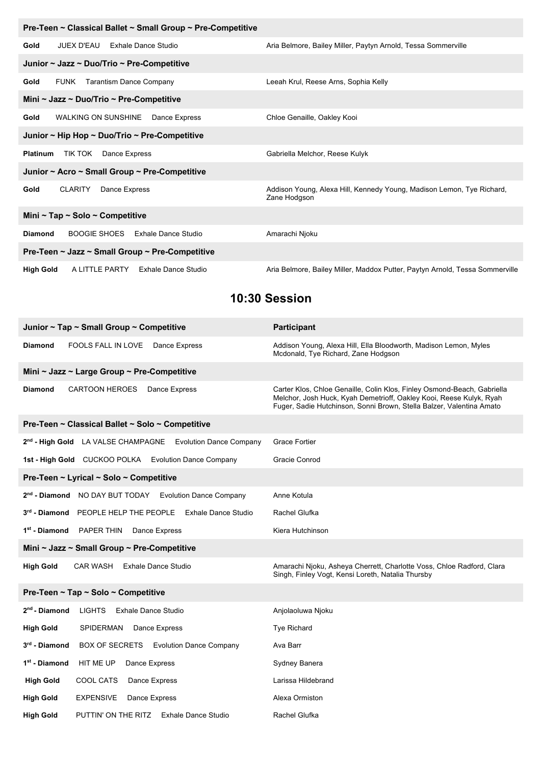| Pre-Teen ~ Classical Ballet ~ Small Group ~ Pre-Competitive | |
|---|---|
| **Gold** JUEX D'EAU Exhale Dance Studio | Aria Belmore, Bailey Miller, Paytyn Arnold, Tessa Sommerville |

| Junior ~ Jazz ~ Duo/Trio ~ Pre-Competitive | |
|---|---|
| **Gold** FUNK Tarantism Dance Company | Leeah Krul, Reese Arns, Sophia Kelly |

| Mini ~ Jazz ~ Duo/Trio ~ Pre-Competitive | |
|---|---|
| **Gold** WALKING ON SUNSHINE Dance Express | Chloe Genaille, Oakley Kooi |

| Junior ~ Hip Hop ~ Duo/Trio ~ Pre-Competitive | |
|---|---|
| **Platinum** TIK TOK Dance Express | Gabriella Melchor, Reese Kulyk |

| Junior ~ Acro ~ Small Group ~ Pre-Competitive | |
|---|---|
| **Gold** CLARITY Dance Express | Addison Young, Alexa Hill, Kennedy Young, Madison Lemon, Tye Richard, Zane Hodgson |

| Mini ~ Tap ~ Solo ~ Competitive | |
|---|---|
| **Diamond** BOOGIE SHOES Exhale Dance Studio | Amarachi Njoku |

| Pre-Teen ~ Jazz ~ Small Group ~ Pre-Competitive | |
|---|---|
| **High Gold** A LITTLE PARTY Exhale Dance Studio | Aria Belmore, Bailey Miller, Maddox Putter, Paytyn Arnold, Tessa Sommerville |

## 10:30 Session

| Junior ~ Tap ~ Small Group ~ Competitive | Participant |
|---|---|
| **Diamond** FOOLS FALL IN LOVE Dance Express | Addison Young, Alexa Hill, Ella Bloodworth, Madison Lemon, Myles Mcdonald, Tye Richard, Zane Hodgson |

| Mini ~ Jazz ~ Large Group ~ Pre-Competitive | |
|---|---|
| **Diamond** CARTOON HEROES Dance Express | Carter Klos, Chloe Genaille, Colin Klos, Finley Osmond-Beach, Gabriella Melchor, Josh Huck, Kyah Demetrioff, Oakley Kooi, Reese Kulyk, Ryah Fuger, Sadie Hutchinson, Sonni Brown, Stella Balzer, Valentina Amato |

| Pre-Teen ~ Classical Ballet ~ Solo ~ Competitive | |
|---|---|
| **2nd - High Gold** LA VALSE CHAMPAGNE Evolution Dance Company | Grace Fortier |
| **1st - High Gold** CUCKOO POLKA Evolution Dance Company | Gracie Conrod |

| Pre-Teen ~ Lyrical ~ Solo ~ Competitive | |
|---|---|
| **2nd - Diamond** NO DAY BUT TODAY Evolution Dance Company | Anne Kotula |
| **3rd - Diamond** PEOPLE HELP THE PEOPLE Exhale Dance Studio | Rachel Glufka |
| **1st - Diamond** PAPER THIN Dance Express | Kiera Hutchinson |

| Mini ~ Jazz ~ Small Group ~ Pre-Competitive | |
|---|---|
| **High Gold** CAR WASH Exhale Dance Studio | Amarachi Njoku, Asheya Cherrett, Charlotte Voss, Chloe Radford, Clara Singh, Finley Vogt, Kensi Loreth, Natalia Thursby |

| Pre-Teen ~ Tap ~ Solo ~ Competitive | |
|---|---|
| **2nd - Diamond** LIGHTS Exhale Dance Studio | Anjolaoluwa Njoku |
| **High Gold** SPIDERMAN Dance Express | Tye Richard |
| **3rd - Diamond** BOX OF SECRETS Evolution Dance Company | Ava Barr |
| **1st - Diamond** HIT ME UP Dance Express | Sydney Banera |
| **High Gold** COOL CATS Dance Express | Larissa Hildebrand |
| **High Gold** EXPENSIVE Dance Express | Alexa Ormiston |
| **High Gold** PUTTIN' ON THE RITZ Exhale Dance Studio | Rachel Glufka |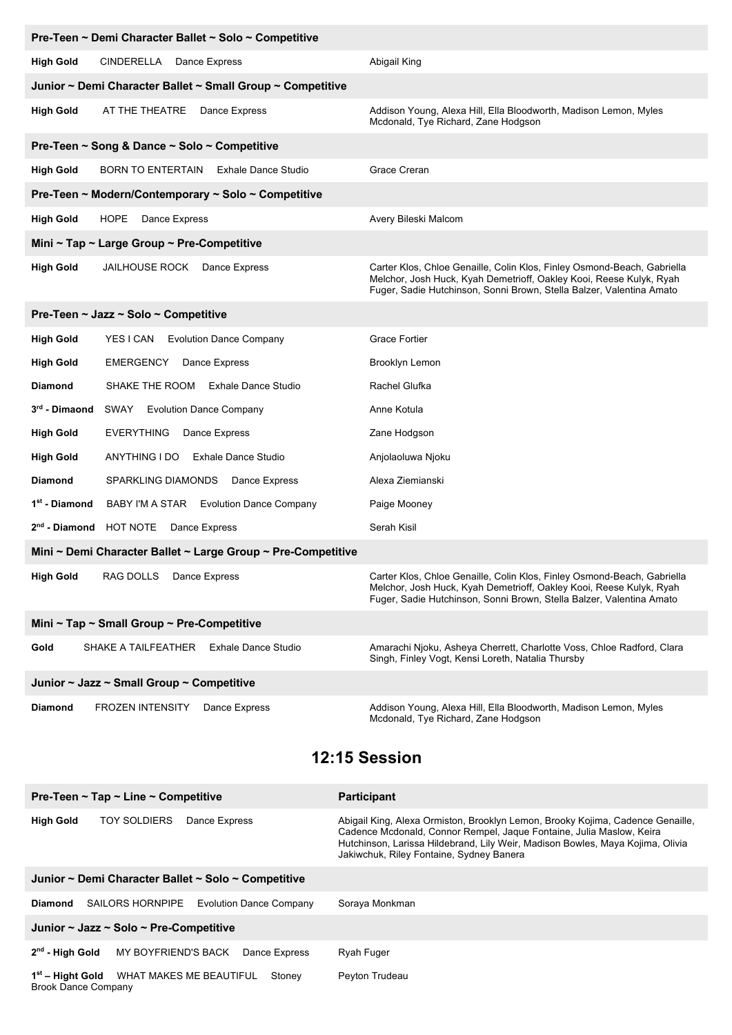| Pre-Teen ~ Demi Character Ballet ~ Solo ~ Competitive | |
|---|---|
| **High Gold** CINDERELLA Dance Express | Abigail King |

| Junior ~ Demi Character Ballet ~ Small Group ~ Competitive | |
|---|---|
| **High Gold** AT THE THEATRE Dance Express | Addison Young, Alexa Hill, Ella Bloodworth, Madison Lemon, Myles Mcdonald, Tye Richard, Zane Hodgson |

| Pre-Teen ~ Song & Dance ~ Solo ~ Competitive | |
|---|---|
| **High Gold** BORN TO ENTERTAIN Exhale Dance Studio | Grace Creran |

| Pre-Teen ~ Modern/Contemporary ~ Solo ~ Competitive | |
|---|---|
| **High Gold** HOPE Dance Express | Avery Bileski Malcom |

| Mini ~ Tap ~ Large Group ~ Pre-Competitive | |
|---|---|
| **High Gold** JAILHOUSE ROCK Dance Express | Carter Klos, Chloe Genaille, Colin Klos, Finley Osmond-Beach, Gabriella Melchor, Josh Huck, Kyah Demetrioff, Oakley Kooi, Reese Kulyk, Ryah Fuger, Sadie Hutchinson, Sonni Brown, Stella Balzer, Valentina Amato |

| Pre-Teen ~ Jazz ~ Solo ~ Competitive | |
|---|---|
| **High Gold** YES I CAN Evolution Dance Company | Grace Fortier |
| **High Gold** EMERGENCY Dance Express | Brooklyn Lemon |
| **Diamond** SHAKE THE ROOM Exhale Dance Studio | Rachel Glufka |
| **3rd - Dimaond** SWAY Evolution Dance Company | Anne Kotula |
| **High Gold** EVERYTHING Dance Express | Zane Hodgson |
| **High Gold** ANYTHING I DO Exhale Dance Studio | Anjolaoluwa Njoku |
| **Diamond** SPARKLING DIAMONDS Dance Express | Alexa Ziemianski |
| **1st - Diamond** BABY I'M A STAR Evolution Dance Company | Paige Mooney |
| **2nd - Diamond** HOT NOTE Dance Express | Serah Kisil |

| Mini ~ Demi Character Ballet ~ Large Group ~ Pre-Competitive | |
|---|---|
| **High Gold** RAG DOLLS Dance Express | Carter Klos, Chloe Genaille, Colin Klos, Finley Osmond-Beach, Gabriella Melchor, Josh Huck, Kyah Demetrioff, Oakley Kooi, Reese Kulyk, Ryah Fuger, Sadie Hutchinson, Sonni Brown, Stella Balzer, Valentina Amato |

| Mini ~ Tap ~ Small Group ~ Pre-Competitive | |
|---|---|
| **Gold** SHAKE A TAILFEATHER Exhale Dance Studio | Amarachi Njoku, Asheya Cherrett, Charlotte Voss, Chloe Radford, Clara Singh, Finley Vogt, Kensi Loreth, Natalia Thursby |

| Junior ~ Jazz ~ Small Group ~ Competitive | |
|---|---|
| **Diamond** FROZEN INTENSITY Dance Express | Addison Young, Alexa Hill, Ella Bloodworth, Madison Lemon, Myles Mcdonald, Tye Richard, Zane Hodgson |

## 12:15 Session

| Pre-Teen ~ Tap ~ Line ~ Competitive | Participant |
|---|---|
| **High Gold** TOY SOLDIERS Dance Express | Abigail King, Alexa Ormiston, Brooklyn Lemon, Brooky Kojima, Cadence Genaille, Cadence Mcdonald, Connor Rempel, Jaque Fontaine, Julia Maslow, Keira Hutchinson, Larissa Hildebrand, Lily Weir, Madison Bowles, Maya Kojima, Olivia Jakiwchuk, Riley Fontaine, Sydney Banera |

| Junior ~ Demi Character Ballet ~ Solo ~ Competitive | |
|---|---|
| **Diamond** SAILORS HORNPIPE Evolution Dance Company | Soraya Monkman |

| Junior ~ Jazz ~ Solo ~ Pre-Competitive | |
|---|---|
| **2nd - High Gold** MY BOYFRIEND'S BACK Dance Express | Ryah Fuger |
| **1st – Hight Gold** WHAT MAKES ME BEAUTIFUL Stoney Brook Dance Company | Peyton Trudeau |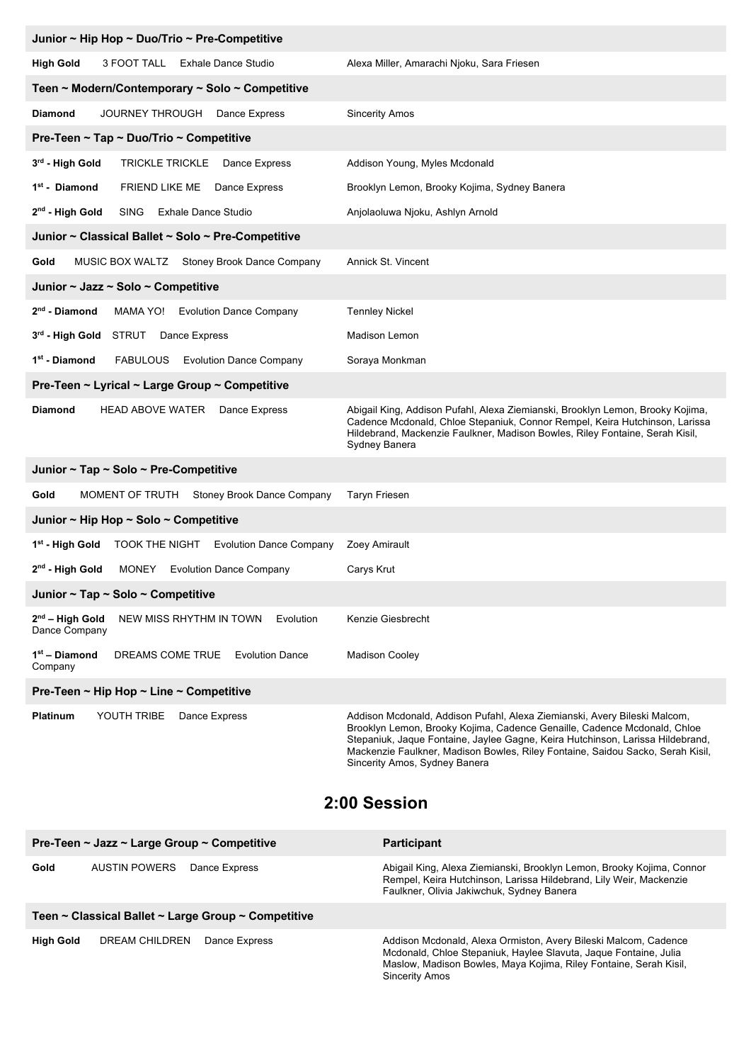| Junior ~ Hip Hop ~ Duo/Trio ~ Pre-Competitive | |
|---|---|
| **High Gold** 3 FOOT TALL Exhale Dance Studio | Alexa Miller, Amarachi Njoku, Sara Friesen |
| **Teen ~ Modern/Contemporary ~ Solo ~ Competitive** | |
| **Diamond** JOURNEY THROUGH Dance Express | Sincerity Amos |
| **Pre-Teen ~ Tap ~ Duo/Trio ~ Competitive** | |
| **3rd - High Gold** TRICKLE TRICKLE Dance Express | Addison Young, Myles Mcdonald |
| **1st - Diamond** FRIEND LIKE ME Dance Express | Brooklyn Lemon, Brooky Kojima, Sydney Banera |
| **2nd - High Gold** SING Exhale Dance Studio | Anjolaoluwa Njoku, Ashlyn Arnold |
| **Junior ~ Classical Ballet ~ Solo ~ Pre-Competitive** | |
| **Gold** MUSIC BOX WALTZ Stoney Brook Dance Company | Annick St. Vincent |
| **Junior ~ Jazz ~ Solo ~ Competitive** | |
| **2nd - Diamond** MAMA YO! Evolution Dance Company | Tennley Nickel |
| **3rd - High Gold** STRUT Dance Express | Madison Lemon |
| **1st - Diamond** FABULOUS Evolution Dance Company | Soraya Monkman |
| **Pre-Teen ~ Lyrical ~ Large Group ~ Competitive** | |
| **Diamond** HEAD ABOVE WATER Dance Express | Abigail King, Addison Pufahl, Alexa Ziemianski, Brooklyn Lemon, Brooky Kojima, Cadence Mcdonald, Chloe Stepaniuk, Connor Rempel, Keira Hutchinson, Larissa Hildebrand, Mackenzie Faulkner, Madison Bowles, Riley Fontaine, Serah Kisil, Sydney Banera |
| **Junior ~ Tap ~ Solo ~ Pre-Competitive** | |
| **Gold** MOMENT OF TRUTH Stoney Brook Dance Company | Taryn Friesen |
| **Junior ~ Hip Hop ~ Solo ~ Competitive** | |
| **1st - High Gold** TOOK THE NIGHT Evolution Dance Company | Zoey Amirault |
| **2nd - High Gold** MONEY Evolution Dance Company | Carys Krut |
| **Junior ~ Tap ~ Solo ~ Competitive** | |
| **2nd – High Gold** NEW MISS RHYTHM IN TOWN Evolution Dance Company | Kenzie Giesbrecht |
| **1st – Diamond** DREAMS COME TRUE Evolution Dance Company | Madison Cooley |
| **Pre-Teen ~ Hip Hop ~ Line ~ Competitive** | |
| **Platinum** YOUTH TRIBE Dance Express | Addison Mcdonald, Addison Pufahl, Alexa Ziemianski, Avery Bileski Malcom, Brooklyn Lemon, Brooky Kojima, Cadence Genaille, Cadence Mcdonald, Chloe Stepaniuk, Jaque Fontaine, Jaylee Gagne, Keira Hutchinson, Larissa Hildebrand, Mackenzie Faulkner, Madison Bowles, Riley Fontaine, Saidou Sacko, Serah Kisil, Sincerity Amos, Sydney Banera |

## 2:00 Session

| Pre-Teen ~ Jazz ~ Large Group ~ Competitive | Participant |
|---|---|
| **Gold** AUSTIN POWERS Dance Express | Abigail King, Alexa Ziemianski, Brooklyn Lemon, Brooky Kojima, Connor Rempel, Keira Hutchinson, Larissa Hildebrand, Lily Weir, Mackenzie Faulkner, Olivia Jakiwchuk, Sydney Banera |
| **Teen ~ Classical Ballet ~ Large Group ~ Competitive** | |
| **High Gold** DREAM CHILDREN Dance Express | Addison Mcdonald, Alexa Ormiston, Avery Bileski Malcom, Cadence Mcdonald, Chloe Stepaniuk, Haylee Slavuta, Jaque Fontaine, Julia Maslow, Madison Bowles, Maya Kojima, Riley Fontaine, Serah Kisil, Sincerity Amos |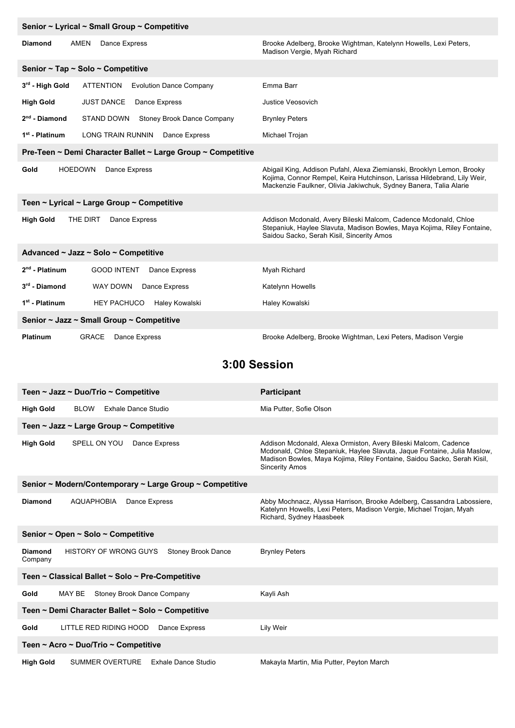| Senior ~ Lyrical ~ Small Group ~ Competitive | |
|---|---|
| **Diamond** AMEN Dance Express | Brooke Adelberg, Brooke Wightman, Katelynn Howells, Lexi Peters, Madison Vergie, Myah Richard |
| **Senior ~ Tap ~ Solo ~ Competitive** | |
| **3rd - High Gold** ATTENTION Evolution Dance Company | Emma Barr |
| **High Gold** JUST DANCE Dance Express | Justice Veosovich |
| **2nd - Diamond** STAND DOWN Stoney Brook Dance Company | Brynley Peters |
| **1st - Platinum** LONG TRAIN RUNNIN Dance Express | Michael Trojan |
| **Pre-Teen ~ Demi Character Ballet ~ Large Group ~ Competitive** | |
| **Gold** HOEDOWN Dance Express | Abigail King, Addison Pufahl, Alexa Ziemianski, Brooklyn Lemon, Brooky Kojima, Connor Rempel, Keira Hutchinson, Larissa Hildebrand, Lily Weir, Mackenzie Faulkner, Olivia Jakiwchuk, Sydney Banera, Talia Alarie |
| **Teen ~ Lyrical ~ Large Group ~ Competitive** | |
| **High Gold** THE DIRT Dance Express | Addison Mcdonald, Avery Bileski Malcom, Cadence Mcdonald, Chloe Stepaniuk, Haylee Slavuta, Madison Bowles, Maya Kojima, Riley Fontaine, Saidou Sacko, Serah Kisil, Sincerity Amos |
| **Advanced ~ Jazz ~ Solo ~ Competitive** | |
| **2nd - Platinum** GOOD INTENT Dance Express | Myah Richard |
| **3rd - Diamond** WAY DOWN Dance Express | Katelynn Howells |
| **1st - Platinum** HEY PACHUCO Haley Kowalski | Haley Kowalski |
| **Senior ~ Jazz ~ Small Group ~ Competitive** | |
| **Platinum** GRACE Dance Express | Brooke Adelberg, Brooke Wightman, Lexi Peters, Madison Vergie |

## 3:00 Session

| Teen ~ Jazz ~ Duo/Trio ~ Competitive | Participant |
|---|---|
| **High Gold** BLOW Exhale Dance Studio | Mia Putter, Sofie Olson |
| **Teen ~ Jazz ~ Large Group ~ Competitive** | |
| **High Gold** SPELL ON YOU Dance Express | Addison Mcdonald, Alexa Ormiston, Avery Bileski Malcom, Cadence Mcdonald, Chloe Stepaniuk, Haylee Slavuta, Jaque Fontaine, Julia Maslow, Madison Bowles, Maya Kojima, Riley Fontaine, Saidou Sacko, Serah Kisil, Sincerity Amos |
| **Senior ~ Modern/Contemporary ~ Large Group ~ Competitive** | |
| **Diamond** AQUAPHOBIA Dance Express | Abby Mochnacz, Alyssa Harrison, Brooke Adelberg, Cassandra Labossiere, Katelynn Howells, Lexi Peters, Madison Vergie, Michael Trojan, Myah Richard, Sydney Haasbeek |
| **Senior ~ Open ~ Solo ~ Competitive** | |
| **Diamond** HISTORY OF WRONG GUYS Stoney Brook Dance Company | Brynley Peters |
| **Teen ~ Classical Ballet ~ Solo ~ Pre-Competitive** | |
| **Gold** MAY BE Stoney Brook Dance Company | Kayli Ash |
| **Teen ~ Demi Character Ballet ~ Solo ~ Competitive** | |
| **Gold** LITTLE RED RIDING HOOD Dance Express | Lily Weir |
| **Teen ~ Acro ~ Duo/Trio ~ Competitive** | |
| **High Gold** SUMMER OVERTURE Exhale Dance Studio | Makayla Martin, Mia Putter, Peyton March |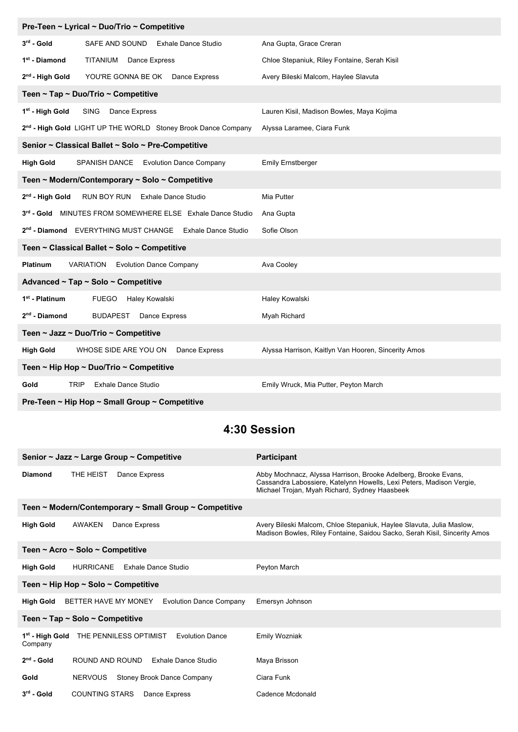| Pre-Teen ~ Lyrical ~ Duo/Trio ~ Competitive | |
|---|---|
| **3rd - Gold** SAFE AND SOUND Exhale Dance Studio | Ana Gupta, Grace Creran |
| **1st - Diamond** TITANIUM Dance Express | Chloe Stepaniuk, Riley Fontaine, Serah Kisil |
| **2nd - High Gold** YOU'RE GONNA BE OK Dance Express | Avery Bileski Malcom, Haylee Slavuta |
| **Teen ~ Tap ~ Duo/Trio ~ Competitive** | |
| **1st - High Gold** SING Dance Express | Lauren Kisil, Madison Bowles, Maya Kojima |
| **2nd - High Gold** LIGHT UP THE WORLD Stoney Brook Dance Company | Alyssa Laramee, Ciara Funk |
| **Senior ~ Classical Ballet ~ Solo ~ Pre-Competitive** | |
| **High Gold** SPANISH DANCE Evolution Dance Company | Emily Ernstberger |
| **Teen ~ Modern/Contemporary ~ Solo ~ Competitive** | |
| **2nd - High Gold** RUN BOY RUN Exhale Dance Studio | Mia Putter |
| **3rd - Gold** MINUTES FROM SOMEWHERE ELSE Exhale Dance Studio | Ana Gupta |
| **2nd - Diamond** EVERYTHING MUST CHANGE Exhale Dance Studio | Sofie Olson |
| **Teen ~ Classical Ballet ~ Solo ~ Competitive** | |
| **Platinum** VARIATION Evolution Dance Company | Ava Cooley |
| **Advanced ~ Tap ~ Solo ~ Competitive** | |
| **1st - Platinum** FUEGO Haley Kowalski | Haley Kowalski |
| **2nd - Diamond** BUDAPEST Dance Express | Myah Richard |
| **Teen ~ Jazz ~ Duo/Trio ~ Competitive** | |
| **High Gold** WHOSE SIDE ARE YOU ON Dance Express | Alyssa Harrison, Kaitlyn Van Hooren, Sincerity Amos |
| **Teen ~ Hip Hop ~ Duo/Trio ~ Competitive** | |
| **Gold** TRIP Exhale Dance Studio | Emily Wruck, Mia Putter, Peyton March |
| **Pre-Teen ~ Hip Hop ~ Small Group ~ Competitive** | |

## 4:30 Session

| Senior ~ Jazz ~ Large Group ~ Competitive | Participant |
|---|---|
| **Diamond** THE HEIST Dance Express | Abby Mochnacz, Alyssa Harrison, Brooke Adelberg, Brooke Evans, Cassandra Labossiere, Katelynn Howells, Lexi Peters, Madison Vergie, Michael Trojan, Myah Richard, Sydney Haasbeek |
| **Teen ~ Modern/Contemporary ~ Small Group ~ Competitive** | |
| **High Gold** AWAKEN Dance Express | Avery Bileski Malcom, Chloe Stepaniuk, Haylee Slavuta, Julia Maslow, Madison Bowles, Riley Fontaine, Saidou Sacko, Serah Kisil, Sincerity Amos |
| **Teen ~ Acro ~ Solo ~ Competitive** | |
| **High Gold** HURRICANE Exhale Dance Studio | Peyton March |
| **Teen ~ Hip Hop ~ Solo ~ Competitive** | |
| **High Gold** BETTER HAVE MY MONEY Evolution Dance Company | Emersyn Johnson |
| **Teen ~ Tap ~ Solo ~ Competitive** | |
| **1st - High Gold** THE PENNILESS OPTIMIST Evolution Dance Company | Emily Wozniak |
| **2nd - Gold** ROUND AND ROUND Exhale Dance Studio | Maya Brisson |
| **Gold** NERVOUS Stoney Brook Dance Company | Ciara Funk |
| **3rd - Gold** COUNTING STARS Dance Express | Cadence Mcdonald |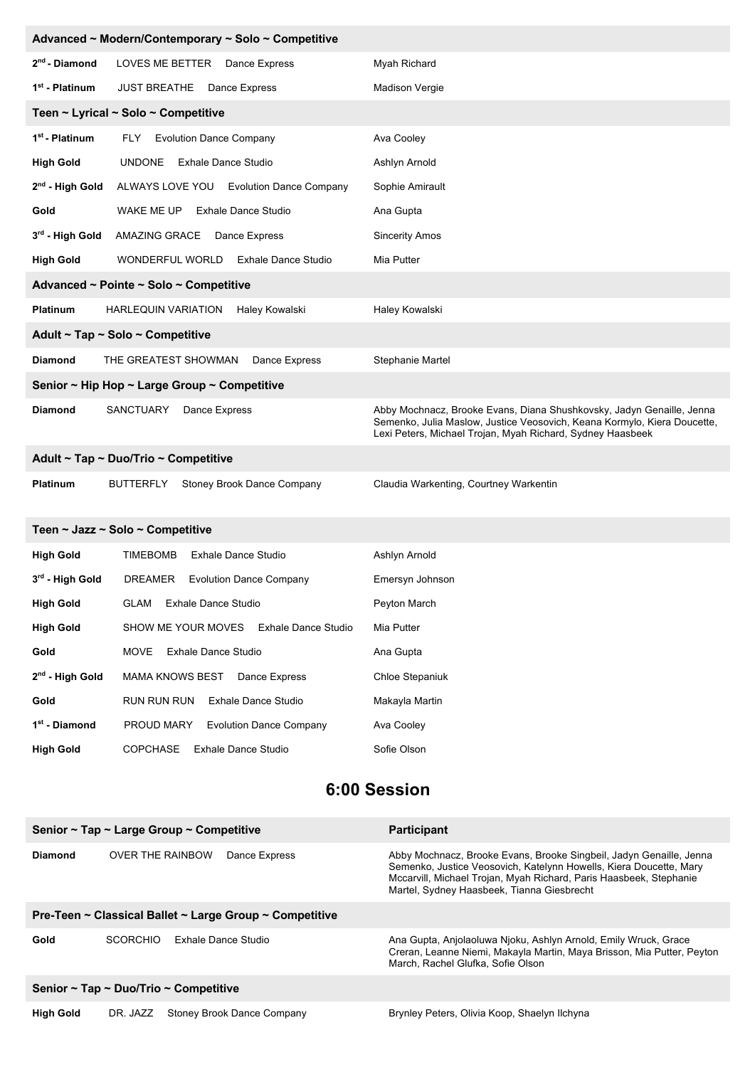| Advanced ~ Modern/Contemporary ~ Solo ~ Competitive | | | |
|---|---|---|---|
| 2nd - Diamond | LOVES ME BETTER | Dance Express | Myah Richard |
| 1st - Platinum | JUST BREATHE | Dance Express | Madison Vergie |

| Teen ~ Lyrical ~ Solo ~ Competitive | | | |
|---|---|---|---|
| 1st - Platinum | FLY | Evolution Dance Company | Ava Cooley |
| High Gold | UNDONE | Exhale Dance Studio | Ashlyn Arnold |
| 2nd - High Gold | ALWAYS LOVE YOU | Evolution Dance Company | Sophie Amirault |
| Gold | WAKE ME UP | Exhale Dance Studio | Ana Gupta |
| 3rd - High Gold | AMAZING GRACE | Dance Express | Sincerity Amos |
| High Gold | WONDERFUL WORLD | Exhale Dance Studio | Mia Putter |

| Advanced ~ Pointe ~ Solo ~ Competitive | | | |
|---|---|---|---|
| Platinum | HARLEQUIN VARIATION | Haley Kowalski | Haley Kowalski |

| Adult ~ Tap ~ Solo ~ Competitive | | | |
|---|---|---|---|
| Diamond | THE GREATEST SHOWMAN | Dance Express | Stephanie Martel |

| Senior ~ Hip Hop ~ Large Group ~ Competitive | | | |
|---|---|---|---|
| Diamond | SANCTUARY | Dance Express | Abby Mochnacz, Brooke Evans, Diana Shushkovsky, Jadyn Genaille, Jenna Semenko, Julia Maslow, Justice Veosovich, Keana Kormylo, Kiera Doucette, Lexi Peters, Michael Trojan, Myah Richard, Sydney Haasbeek |

| Adult ~ Tap ~ Duo/Trio ~ Competitive | | | |
|---|---|---|---|
| Platinum | BUTTERFLY | Stoney Brook Dance Company | Claudia Warkenting, Courtney Warkentin |

| Teen ~ Jazz ~ Solo ~ Competitive | | | |
|---|---|---|---|
| High Gold | TIMEBOMB | Exhale Dance Studio | Ashlyn Arnold |
| 3rd - High Gold | DREAMER | Evolution Dance Company | Emersyn Johnson |
| High Gold | GLAM | Exhale Dance Studio | Peyton March |
| High Gold | SHOW ME YOUR MOVES | Exhale Dance Studio | Mia Putter |
| Gold | MOVE | Exhale Dance Studio | Ana Gupta |
| 2nd - High Gold | MAMA KNOWS BEST | Dance Express | Chloe Stepaniuk |
| Gold | RUN RUN RUN | Exhale Dance Studio | Makayla Martin |
| 1st - Diamond | PROUD MARY | Evolution Dance Company | Ava Cooley |
| High Gold | COPCHASE | Exhale Dance Studio | Sofie Olson |

## 6:00 Session

| Senior ~ Tap ~ Large Group ~ Competitive | | | Participant |
|---|---|---|---|
| Diamond | OVER THE RAINBOW | Dance Express | Abby Mochnacz, Brooke Evans, Brooke Singbeil, Jadyn Genaille, Jenna Semenko, Justice Veosovich, Katelynn Howells, Kiera Doucette, Mary Mccarvill, Michael Trojan, Myah Richard, Paris Haasbeek, Stephanie Martel, Sydney Haasbeek, Tianna Giesbrecht |

| Pre-Teen ~ Classical Ballet ~ Large Group ~ Competitive | | | |
|---|---|---|---|
| Gold | SCORCHIO | Exhale Dance Studio | Ana Gupta, Anjolaoluwa Njoku, Ashlyn Arnold, Emily Wruck, Grace Creran, Leanne Niemi, Makayla Martin, Maya Brisson, Mia Putter, Peyton March, Rachel Glufka, Sofie Olson |

| Senior ~ Tap ~ Duo/Trio ~ Competitive | | | |
|---|---|---|---|
| High Gold | DR. JAZZ | Stoney Brook Dance Company | Brynley Peters, Olivia Koop, Shaelyn Ilchyna |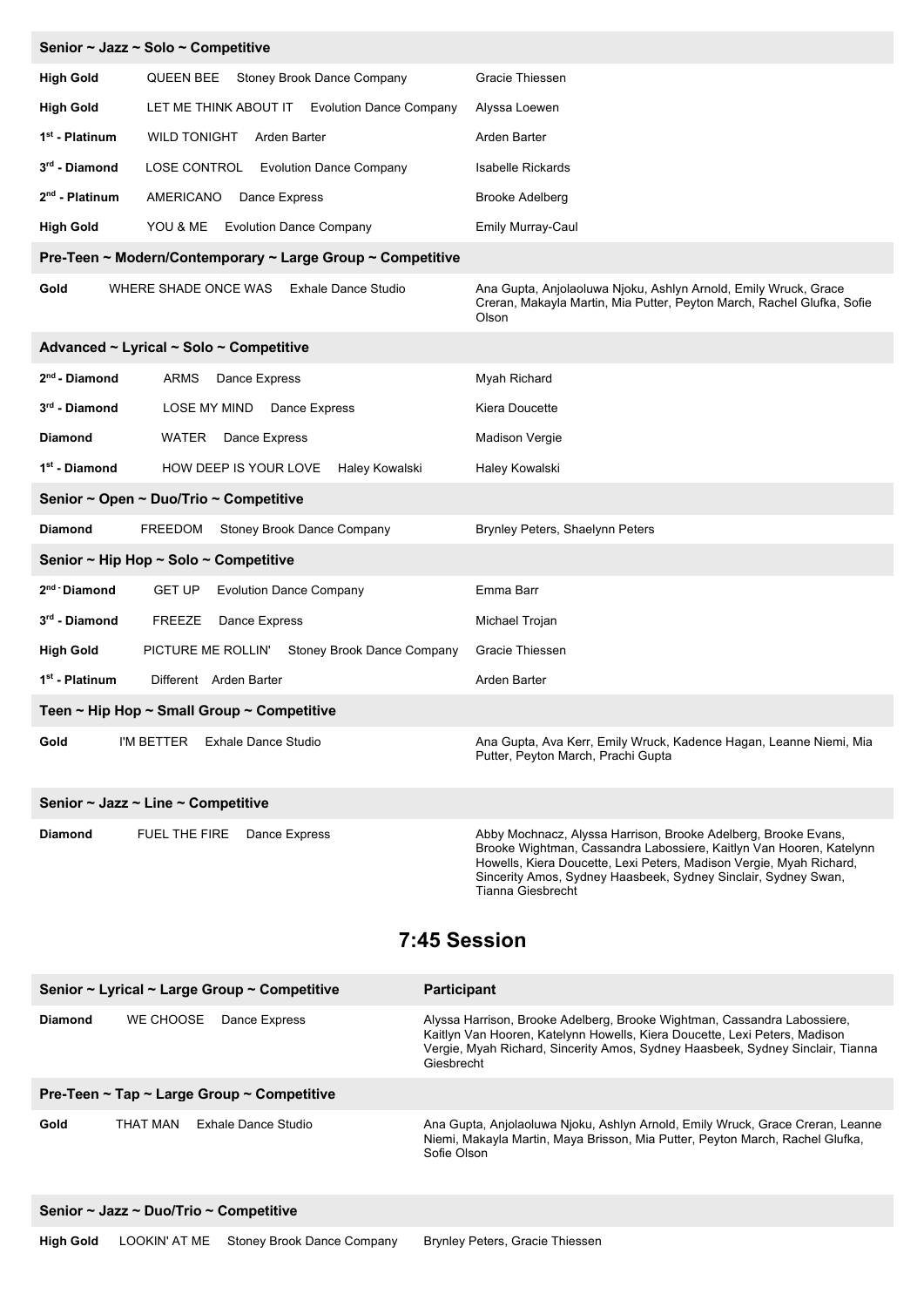| Senior ~ Jazz ~ Solo ~ Competitive | | |
|---|---|---|
| **High Gold** | QUEEN BEE Stoney Brook Dance Company | Gracie Thiessen |
| **High Gold** | LET ME THINK ABOUT IT Evolution Dance Company | Alyssa Loewen |
| **1st - Platinum** | WILD TONIGHT Arden Barter | Arden Barter |
| **3rd - Diamond** | LOSE CONTROL Evolution Dance Company | Isabelle Rickards |
| **2nd - Platinum** | AMERICANO Dance Express | Brooke Adelberg |
| **High Gold** | YOU & ME Evolution Dance Company | Emily Murray-Caul |

| Pre-Teen ~ Modern/Contemporary ~ Large Group ~ Competitive | | |
|---|---|---|
| **Gold** | WHERE SHADE ONCE WAS Exhale Dance Studio | Ana Gupta, Anjolaoluwa Njoku, Ashlyn Arnold, Emily Wruck, Grace Creran, Makayla Martin, Mia Putter, Peyton March, Rachel Glufka, Sofie Olson |

| Advanced ~ Lyrical ~ Solo ~ Competitive | | |
|---|---|---|
| **2nd - Diamond** | ARMS Dance Express | Myah Richard |
| **3rd - Diamond** | LOSE MY MIND Dance Express | Kiera Doucette |
| **Diamond** | WATER Dance Express | Madison Vergie |
| **1st - Diamond** | HOW DEEP IS YOUR LOVE Haley Kowalski | Haley Kowalski |

| Senior ~ Open ~ Duo/Trio ~ Competitive | | |
|---|---|---|
| **Diamond** | FREEDOM Stoney Brook Dance Company | Brynley Peters, Shaelynn Peters |

| Senior ~ Hip Hop ~ Solo ~ Competitive | | |
|---|---|---|
| **2nd - Diamond** | GET UP Evolution Dance Company | Emma Barr |
| **3rd - Diamond** | FREEZE Dance Express | Michael Trojan |
| **High Gold** | PICTURE ME ROLLIN' Stoney Brook Dance Company | Gracie Thiessen |
| **1st - Platinum** | Different Arden Barter | Arden Barter |

| Teen ~ Hip Hop ~ Small Group ~ Competitive | | |
|---|---|---|
| **Gold** | I'M BETTER Exhale Dance Studio | Ana Gupta, Ava Kerr, Emily Wruck, Kadence Hagan, Leanne Niemi, Mia Putter, Peyton March, Prachi Gupta |

| Senior ~ Jazz ~ Line ~ Competitive | | |
|---|---|---|
| **Diamond** | FUEL THE FIRE Dance Express | Abby Mochnacz, Alyssa Harrison, Brooke Adelberg, Brooke Evans, Brooke Wightman, Cassandra Labossiere, Kaitlyn Van Hooren, Katelynn Howells, Kiera Doucette, Lexi Peters, Madison Vergie, Myah Richard, Sincerity Amos, Sydney Haasbeek, Sydney Sinclair, Sydney Swan, Tianna Giesbrecht |

## 7:45 Session

| Senior ~ Lyrical ~ Large Group ~ Competitive | | Participant |
|---|---|---|
| **Diamond** | WE CHOOSE Dance Express | Alyssa Harrison, Brooke Adelberg, Brooke Wightman, Cassandra Labossiere, Kaitlyn Van Hooren, Katelynn Howells, Kiera Doucette, Lexi Peters, Madison Vergie, Myah Richard, Sincerity Amos, Sydney Haasbeek, Sydney Sinclair, Tianna Giesbrecht |

| Pre-Teen ~ Tap ~ Large Group ~ Competitive | | |
|---|---|---|
| **Gold** | THAT MAN Exhale Dance Studio | Ana Gupta, Anjolaoluwa Njoku, Ashlyn Arnold, Emily Wruck, Grace Creran, Leanne Niemi, Makayla Martin, Maya Brisson, Mia Putter, Peyton March, Rachel Glufka, Sofie Olson |

| Senior ~ Jazz ~ Duo/Trio ~ Competitive | | |
|---|---|---|
| **High Gold** | LOOKIN' AT ME Stoney Brook Dance Company | Brynley Peters, Gracie Thiessen |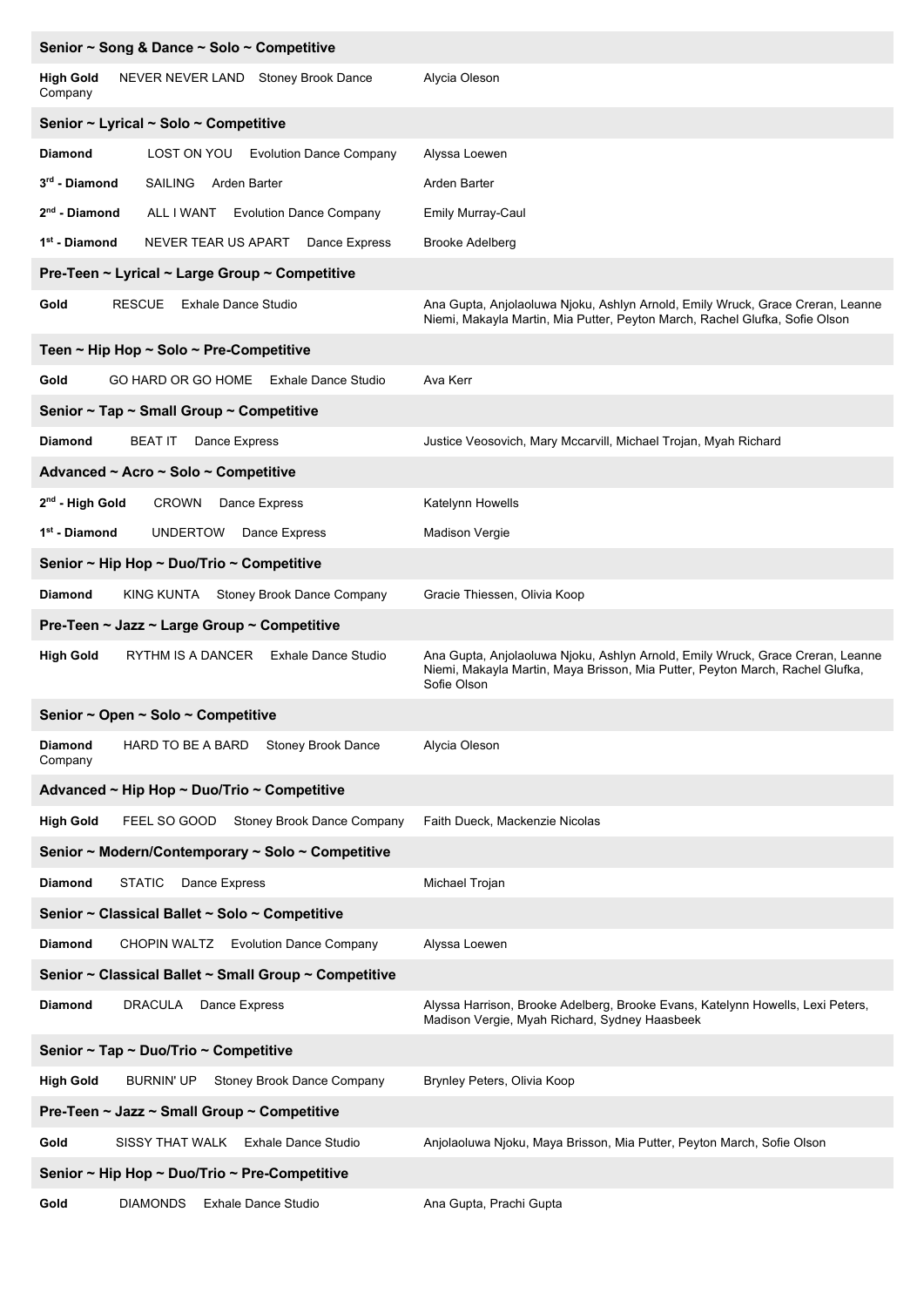| | |
|---|---|
| **Senior ~ Song & Dance ~ Solo ~ Competitive** | |
| **High Gold** NEVER NEVER LAND Stoney Brook Dance Company | Alycia Oleson |
| **Senior ~ Lyrical ~ Solo ~ Competitive** | |
| **Diamond** LOST ON YOU Evolution Dance Company | Alyssa Loewen |
| **3rd - Diamond** SAILING Arden Barter | Arden Barter |
| **2nd - Diamond** ALL I WANT Evolution Dance Company | Emily Murray-Caul |
| **1st - Diamond** NEVER TEAR US APART Dance Express | Brooke Adelberg |
| **Pre-Teen ~ Lyrical ~ Large Group ~ Competitive** | |
| **Gold** RESCUE Exhale Dance Studio | Ana Gupta, Anjolaoluwa Njoku, Ashlyn Arnold, Emily Wruck, Grace Creran, Leanne Niemi, Makayla Martin, Mia Putter, Peyton March, Rachel Glufka, Sofie Olson |
| **Teen ~ Hip Hop ~ Solo ~ Pre-Competitive** | |
| **Gold** GO HARD OR GO HOME Exhale Dance Studio | Ava Kerr |
| **Senior ~ Tap ~ Small Group ~ Competitive** | |
| **Diamond** BEAT IT Dance Express | Justice Veosovich, Mary Mccarvill, Michael Trojan, Myah Richard |
| **Advanced ~ Acro ~ Solo ~ Competitive** | |
| **2nd - High Gold** CROWN Dance Express | Katelynn Howells |
| **1st - Diamond** UNDERTOW Dance Express | Madison Vergie |
| **Senior ~ Hip Hop ~ Duo/Trio ~ Competitive** | |
| **Diamond** KING KUNTA Stoney Brook Dance Company | Gracie Thiessen, Olivia Koop |
| **Pre-Teen ~ Jazz ~ Large Group ~ Competitive** | |
| **High Gold** RYTHM IS A DANCER Exhale Dance Studio | Ana Gupta, Anjolaoluwa Njoku, Ashlyn Arnold, Emily Wruck, Grace Creran, Leanne Niemi, Makayla Martin, Maya Brisson, Mia Putter, Peyton March, Rachel Glufka, Sofie Olson |
| **Senior ~ Open ~ Solo ~ Competitive** | |
| **Diamond** HARD TO BE A BARD Stoney Brook Dance Company | Alycia Oleson |
| **Advanced ~ Hip Hop ~ Duo/Trio ~ Competitive** | |
| **High Gold** FEEL SO GOOD Stoney Brook Dance Company | Faith Dueck, Mackenzie Nicolas |
| **Senior ~ Modern/Contemporary ~ Solo ~ Competitive** | |
| **Diamond** STATIC Dance Express | Michael Trojan |
| **Senior ~ Classical Ballet ~ Solo ~ Competitive** | |
| **Diamond** CHOPIN WALTZ Evolution Dance Company | Alyssa Loewen |
| **Senior ~ Classical Ballet ~ Small Group ~ Competitive** | |
| **Diamond** DRACULA Dance Express | Alyssa Harrison, Brooke Adelberg, Brooke Evans, Katelynn Howells, Lexi Peters, Madison Vergie, Myah Richard, Sydney Haasbeek |
| **Senior ~ Tap ~ Duo/Trio ~ Competitive** | |
| **High Gold** BURNIN' UP Stoney Brook Dance Company | Brynley Peters, Olivia Koop |
| **Pre-Teen ~ Jazz ~ Small Group ~ Competitive** | |
| **Gold** SISSY THAT WALK Exhale Dance Studio | Anjolaoluwa Njoku, Maya Brisson, Mia Putter, Peyton March, Sofie Olson |
| **Senior ~ Hip Hop ~ Duo/Trio ~ Pre-Competitive** | |
| **Gold** DIAMONDS Exhale Dance Studio | Ana Gupta, Prachi Gupta |